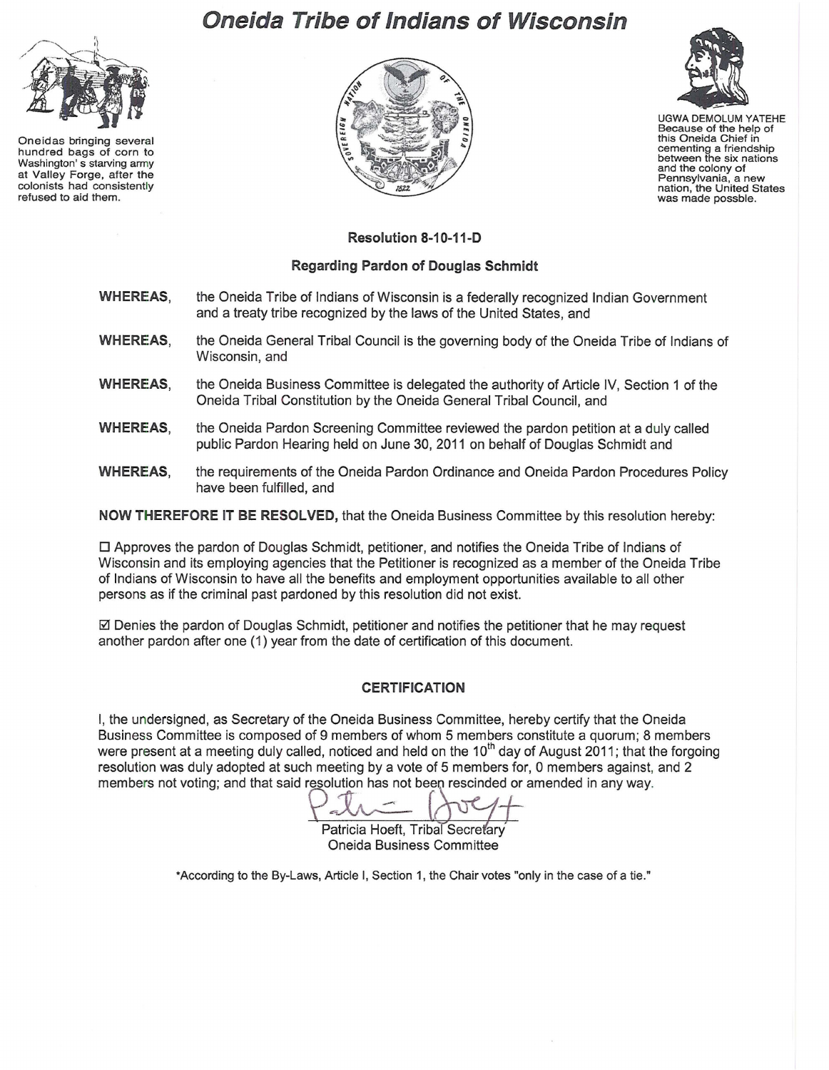# Oneida Tribe of Indians of Wisconsin

Oneidas bringing several hundred bags of corn to Washington's starving army at Valley Forge, after the colonists had consistently refused to aid them.

UGWA DEMOLUM YATEHE
Because of the help of this Oneida Chief in cementing a friendship between the six nations and the colony of Pennsylvania, a new nation, the United States was made possble.

**Resolution 8-10-11-D**

**Regarding Pardon of Douglas Schmidt**

**WHEREAS,** the Oneida Tribe of Indians of Wisconsin is a federally recognized Indian Government and a treaty tribe recognized by the laws of the United States, and

**WHEREAS,** the Oneida General Tribal Council is the governing body of the Oneida Tribe of Indians of Wisconsin, and

**WHEREAS,** the Oneida Business Committee is delegated the authority of Article IV, Section 1 of the Oneida Tribal Constitution by the Oneida General Tribal Council, and

**WHEREAS,** the Oneida Pardon Screening Committee reviewed the pardon petition at a duly called public Pardon Hearing held on June 30, 2011 on behalf of Douglas Schmidt and

**WHEREAS,** the requirements of the Oneida Pardon Ordinance and Oneida Pardon Procedures Policy have been fulfilled, and

**NOW THEREFORE IT BE RESOLVED,** that the Oneida Business Committee by this resolution hereby:

☐ Approves the pardon of Douglas Schmidt, petitioner, and notifies the Oneida Tribe of Indians of Wisconsin and its employing agencies that the Petitioner is recognized as a member of the Oneida Tribe of Indians of Wisconsin to have all the benefits and employment opportunities available to all other persons as if the criminal past pardoned by this resolution did not exist.

☑ Denies the pardon of Douglas Schmidt, petitioner and notifies the petitioner that he may request another pardon after one (1) year from the date of certification of this document.

**CERTIFICATION**

I, the undersigned, as Secretary of the Oneida Business Committee, hereby certify that the Oneida Business Committee is composed of 9 members of whom 5 members constitute a quorum; 8 members were present at a meeting duly called, noticed and held on the 10th day of August 2011; that the forgoing resolution was duly adopted at such meeting by a vote of 5 members for, 0 members against, and 2 members not voting; and that said resolution has not been rescinded or amended in any way.

Patricia Hoeft, Tribal Secretary
Oneida Business Committee

*According to the By-Laws, Article I, Section 1, the Chair votes "only in the case of a tie."